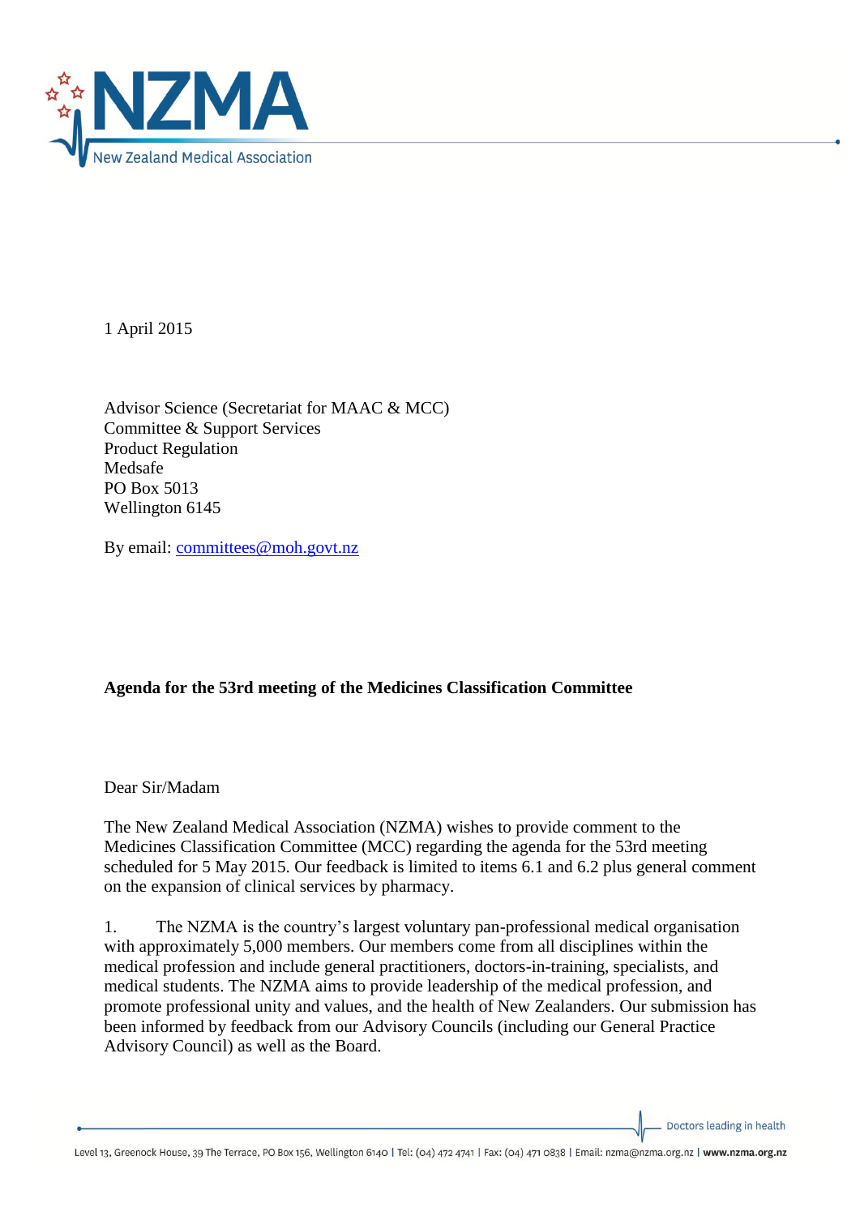1 April 2015

Advisor Science (Secretariat for MAAC & MCC)
Committee & Support Services
Product Regulation
Medsafe
PO Box 5013
Wellington 6145

By email: committees@moh.govt.nz

**Agenda for the 53rd meeting of the Medicines Classification Committee**

Dear Sir/Madam

The New Zealand Medical Association (NZMA) wishes to provide comment to the Medicines Classification Committee (MCC) regarding the agenda for the 53rd meeting scheduled for 5 May 2015. Our feedback is limited to items 6.1 and 6.2 plus general comment on the expansion of clinical services by pharmacy.

1. The NZMA is the country's largest voluntary pan-professional medical organisation with approximately 5,000 members. Our members come from all disciplines within the medical profession and include general practitioners, doctors-in-training, specialists, and medical students. The NZMA aims to provide leadership of the medical profession, and promote professional unity and values, and the health of New Zealanders. Our submission has been informed by feedback from our Advisory Councils (including our General Practice Advisory Council) as well as the Board.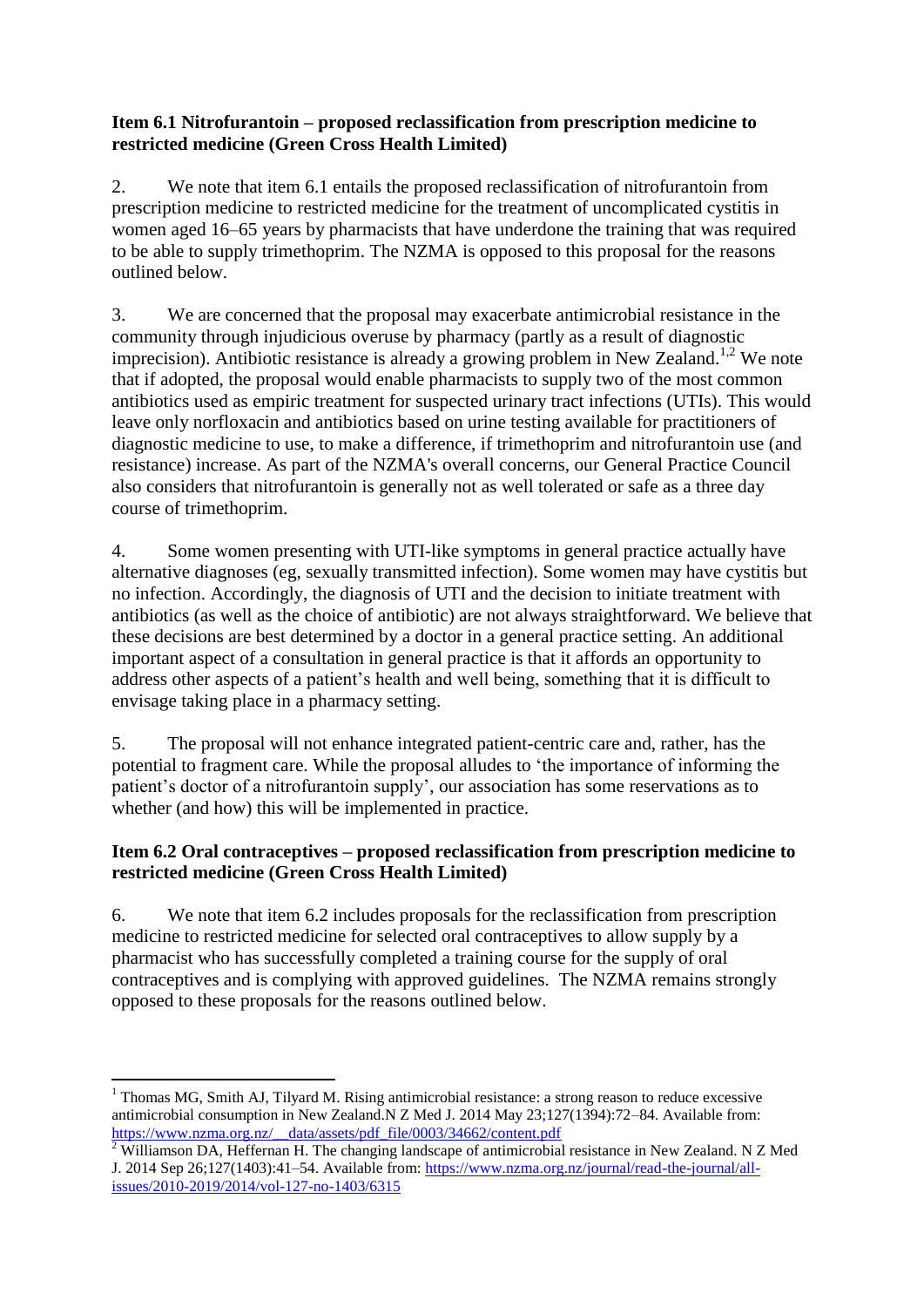**Item 6.1 Nitrofurantoin – proposed reclassification from prescription medicine to restricted medicine (Green Cross Health Limited)**

2. We note that item 6.1 entails the proposed reclassification of nitrofurantoin from prescription medicine to restricted medicine for the treatment of uncomplicated cystitis in women aged 16–65 years by pharmacists that have underdone the training that was required to be able to supply trimethoprim. The NZMA is opposed to this proposal for the reasons outlined below.

3. We are concerned that the proposal may exacerbate antimicrobial resistance in the community through injudicious overuse by pharmacy (partly as a result of diagnostic imprecision). Antibiotic resistance is already a growing problem in New Zealand.[1,2] We note that if adopted, the proposal would enable pharmacists to supply two of the most common antibiotics used as empiric treatment for suspected urinary tract infections (UTIs). This would leave only norfloxacin and antibiotics based on urine testing available for practitioners of diagnostic medicine to use, to make a difference, if trimethoprim and nitrofurantoin use (and resistance) increase. As part of the NZMA's overall concerns, our General Practice Council also considers that nitrofurantoin is generally not as well tolerated or safe as a three day course of trimethoprim.

4. Some women presenting with UTI-like symptoms in general practice actually have alternative diagnoses (eg, sexually transmitted infection). Some women may have cystitis but no infection. Accordingly, the diagnosis of UTI and the decision to initiate treatment with antibiotics (as well as the choice of antibiotic) are not always straightforward. We believe that these decisions are best determined by a doctor in a general practice setting. An additional important aspect of a consultation in general practice is that it affords an opportunity to address other aspects of a patient's health and well being, something that it is difficult to envisage taking place in a pharmacy setting.

5. The proposal will not enhance integrated patient-centric care and, rather, has the potential to fragment care. While the proposal alludes to 'the importance of informing the patient's doctor of a nitrofurantoin supply', our association has some reservations as to whether (and how) this will be implemented in practice.

**Item 6.2 Oral contraceptives – proposed reclassification from prescription medicine to restricted medicine (Green Cross Health Limited)**

6. We note that item 6.2 includes proposals for the reclassification from prescription medicine to restricted medicine for selected oral contraceptives to allow supply by a pharmacist who has successfully completed a training course for the supply of oral contraceptives and is complying with approved guidelines. The NZMA remains strongly opposed to these proposals for the reasons outlined below.

---

[1] Thomas MG, Smith AJ, Tilyard M. Rising antimicrobial resistance: a strong reason to reduce excessive antimicrobial consumption in New Zealand.N Z Med J. 2014 May 23;127(1394):72–84. Available from: https://www.nzma.org.nz/__data/assets/pdf_file/0003/34662/content.pdf

[2] Williamson DA, Heffernan H. The changing landscape of antimicrobial resistance in New Zealand. N Z Med J. 2014 Sep 26;127(1403):41–54. Available from: https://www.nzma.org.nz/journal/read-the-journal/all-issues/2010-2019/2014/vol-127-no-1403/6315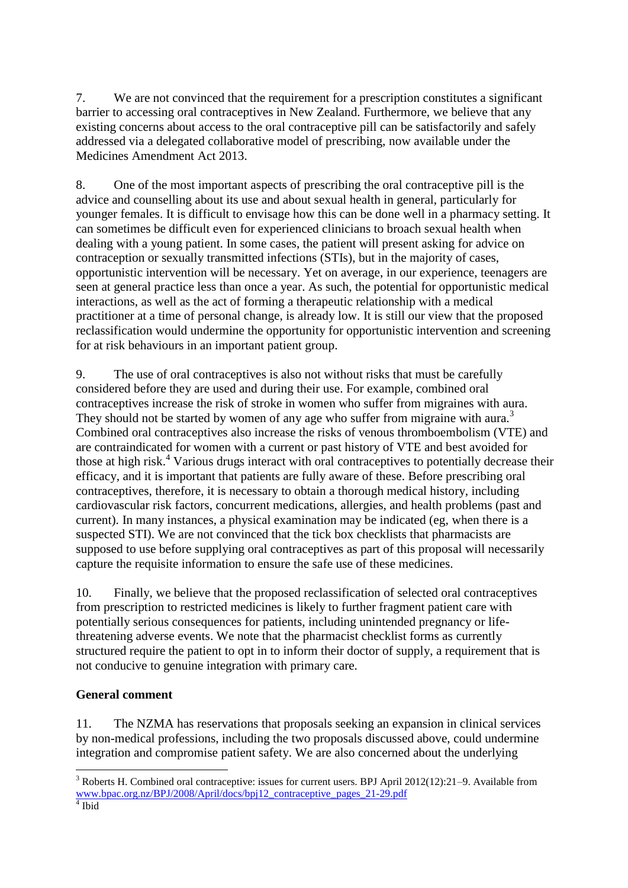7. We are not convinced that the requirement for a prescription constitutes a significant barrier to accessing oral contraceptives in New Zealand. Furthermore, we believe that any existing concerns about access to the oral contraceptive pill can be satisfactorily and safely addressed via a delegated collaborative model of prescribing, now available under the Medicines Amendment Act 2013.

8. One of the most important aspects of prescribing the oral contraceptive pill is the advice and counselling about its use and about sexual health in general, particularly for younger females. It is difficult to envisage how this can be done well in a pharmacy setting. It can sometimes be difficult even for experienced clinicians to broach sexual health when dealing with a young patient. In some cases, the patient will present asking for advice on contraception or sexually transmitted infections (STIs), but in the majority of cases, opportunistic intervention will be necessary. Yet on average, in our experience, teenagers are seen at general practice less than once a year. As such, the potential for opportunistic medical interactions, as well as the act of forming a therapeutic relationship with a medical practitioner at a time of personal change, is already low. It is still our view that the proposed reclassification would undermine the opportunity for opportunistic intervention and screening for at risk behaviours in an important patient group.

9. The use of oral contraceptives is also not without risks that must be carefully considered before they are used and during their use. For example, combined oral contraceptives increase the risk of stroke in women who suffer from migraines with aura. They should not be started by women of any age who suffer from migraine with aura.[3] Combined oral contraceptives also increase the risks of venous thromboembolism (VTE) and are contraindicated for women with a current or past history of VTE and best avoided for those at high risk.[4] Various drugs interact with oral contraceptives to potentially decrease their efficacy, and it is important that patients are fully aware of these. Before prescribing oral contraceptives, therefore, it is necessary to obtain a thorough medical history, including cardiovascular risk factors, concurrent medications, allergies, and health problems (past and current). In many instances, a physical examination may be indicated (eg, when there is a suspected STI). We are not convinced that the tick box checklists that pharmacists are supposed to use before supplying oral contraceptives as part of this proposal will necessarily capture the requisite information to ensure the safe use of these medicines.

10. Finally, we believe that the proposed reclassification of selected oral contraceptives from prescription to restricted medicines is likely to further fragment patient care with potentially serious consequences for patients, including unintended pregnancy or life-threatening adverse events. We note that the pharmacist checklist forms as currently structured require the patient to opt in to inform their doctor of supply, a requirement that is not conducive to genuine integration with primary care.

**General comment**

11. The NZMA has reservations that proposals seeking an expansion in clinical services by non-medical professions, including the two proposals discussed above, could undermine integration and compromise patient safety. We are also concerned about the underlying

---

[3] Roberts H. Combined oral contraceptive: issues for current users. BPJ April 2012(12):21–9. Available from www.bpac.org.nz/BPJ/2008/April/docs/bpj12_contraceptive_pages_21-29.pdf

[4] Ibid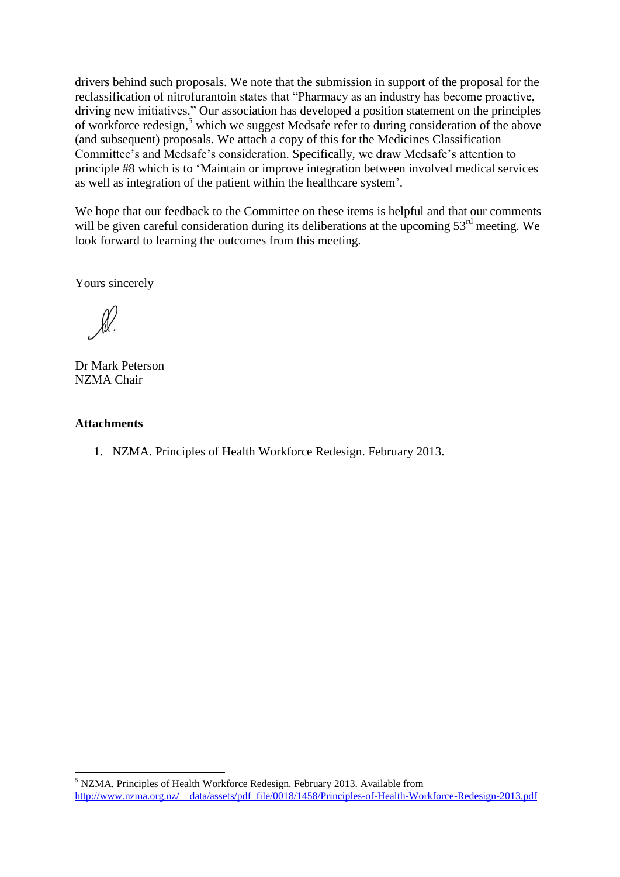drivers behind such proposals. We note that the submission in support of the proposal for the reclassification of nitrofurantoin states that "Pharmacy as an industry has become proactive, driving new initiatives." Our association has developed a position statement on the principles of workforce redesign,[5] which we suggest Medsafe refer to during consideration of the above (and subsequent) proposals. We attach a copy of this for the Medicines Classification Committee's and Medsafe's consideration. Specifically, we draw Medsafe's attention to principle #8 which is to 'Maintain or improve integration between involved medical services as well as integration of the patient within the healthcare system'.

We hope that our feedback to the Committee on these items is helpful and that our comments will be given careful consideration during its deliberations at the upcoming 53rd meeting. We look forward to learning the outcomes from this meeting.

Yours sincerely

Dr Mark Peterson
NZMA Chair

**Attachments**

1. NZMA. Principles of Health Workforce Redesign. February 2013.

---

[5] NZMA. Principles of Health Workforce Redesign. February 2013. Available from http://www.nzma.org.nz/__data/assets/pdf_file/0018/1458/Principles-of-Health-Workforce-Redesign-2013.pdf